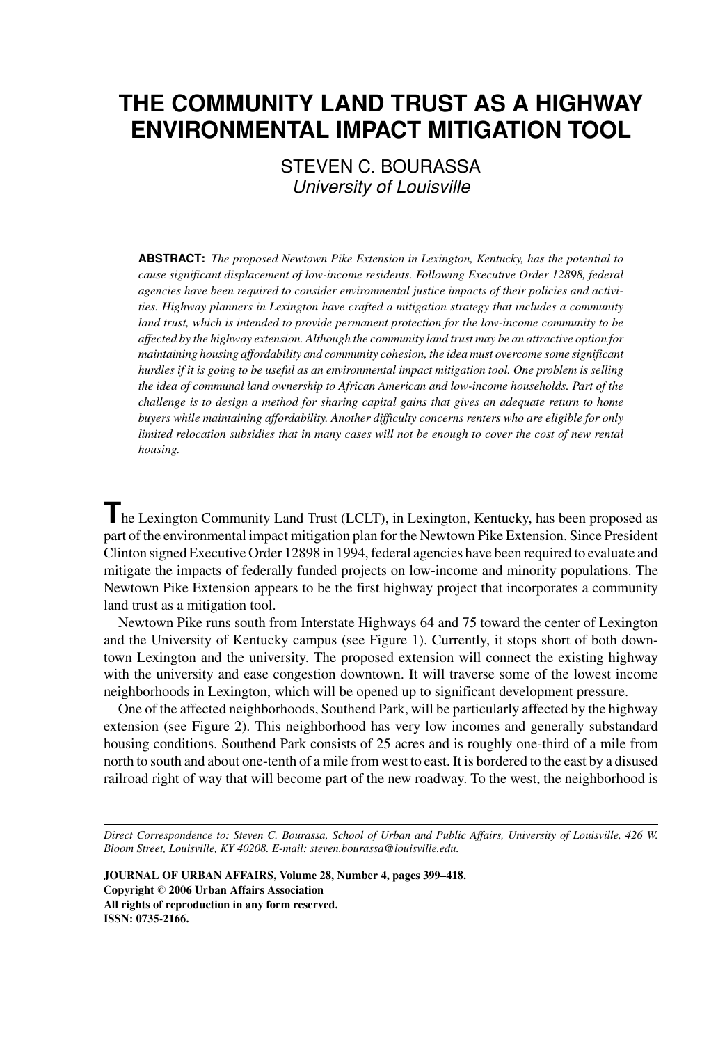# THE COMMUNITY LAND TRUST AS A HIGHWAY ENVIRONMENTAL IMPACT MITIGATION TOOL

STEVEN C. BOURASSA
*University of Louisville*

**ABSTRACT:** *The proposed Newtown Pike Extension in Lexington, Kentucky, has the potential to cause significant displacement of low-income residents. Following Executive Order 12898, federal agencies have been required to consider environmental justice impacts of their policies and activities. Highway planners in Lexington have crafted a mitigation strategy that includes a community land trust, which is intended to provide permanent protection for the low-income community to be affected by the highway extension. Although the community land trust may be an attractive option for maintaining housing affordability and community cohesion, the idea must overcome some significant hurdles if it is going to be useful as an environmental impact mitigation tool. One problem is selling the idea of communal land ownership to African American and low-income households. Part of the challenge is to design a method for sharing capital gains that gives an adequate return to home buyers while maintaining affordability. Another difficulty concerns renters who are eligible for only limited relocation subsidies that in many cases will not be enough to cover the cost of new rental housing.*

The Lexington Community Land Trust (LCLT), in Lexington, Kentucky, has been proposed as part of the environmental impact mitigation plan for the Newtown Pike Extension. Since President Clinton signed Executive Order 12898 in 1994, federal agencies have been required to evaluate and mitigate the impacts of federally funded projects on low-income and minority populations. The Newtown Pike Extension appears to be the first highway project that incorporates a community land trust as a mitigation tool.

Newtown Pike runs south from Interstate Highways 64 and 75 toward the center of Lexington and the University of Kentucky campus (see Figure 1). Currently, it stops short of both downtown Lexington and the university. The proposed extension will connect the existing highway with the university and ease congestion downtown. It will traverse some of the lowest income neighborhoods in Lexington, which will be opened up to significant development pressure.

One of the affected neighborhoods, Southend Park, will be particularly affected by the highway extension (see Figure 2). This neighborhood has very low incomes and generally substandard housing conditions. Southend Park consists of 25 acres and is roughly one-third of a mile from north to south and about one-tenth of a mile from west to east. It is bordered to the east by a disused railroad right of way that will become part of the new roadway. To the west, the neighborhood is

*Direct Correspondence to: Steven C. Bourassa, School of Urban and Public Affairs, University of Louisville, 426 W. Bloom Street, Louisville, KY 40208. E-mail: steven.bourassa@louisville.edu.*

**JOURNAL OF URBAN AFFAIRS, Volume 28, Number 4, pages 399–418.**
**Copyright © 2006 Urban Affairs Association**
**All rights of reproduction in any form reserved.**
**ISSN: 0735-2166.**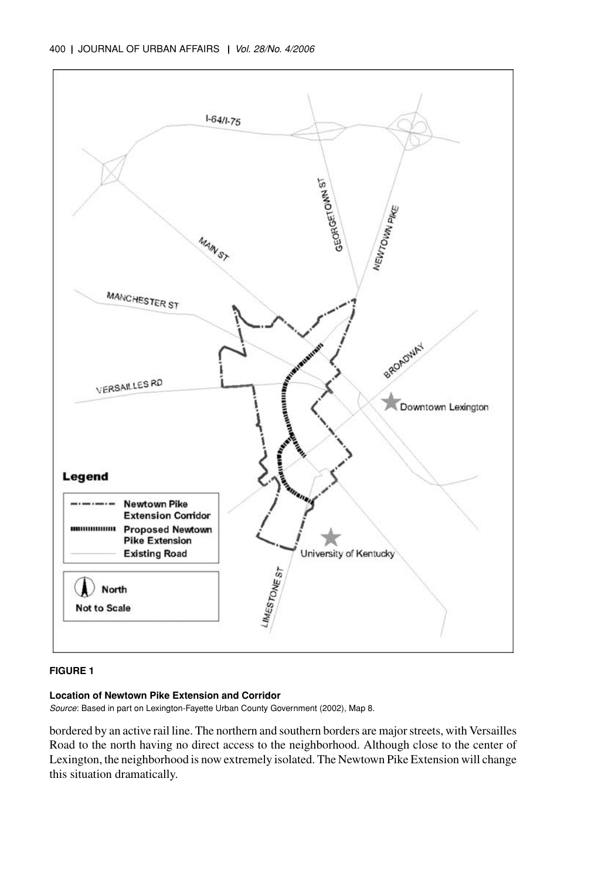**FIGURE 1**

**Location of Newtown Pike Extension and Corridor**

*Source*: Based in part on Lexington-Fayette Urban County Government (2002), Map 8.

bordered by an active rail line. The northern and southern borders are major streets, with Versailles Road to the north having no direct access to the neighborhood. Although close to the center of Lexington, the neighborhood is now extremely isolated. The Newtown Pike Extension will change this situation dramatically.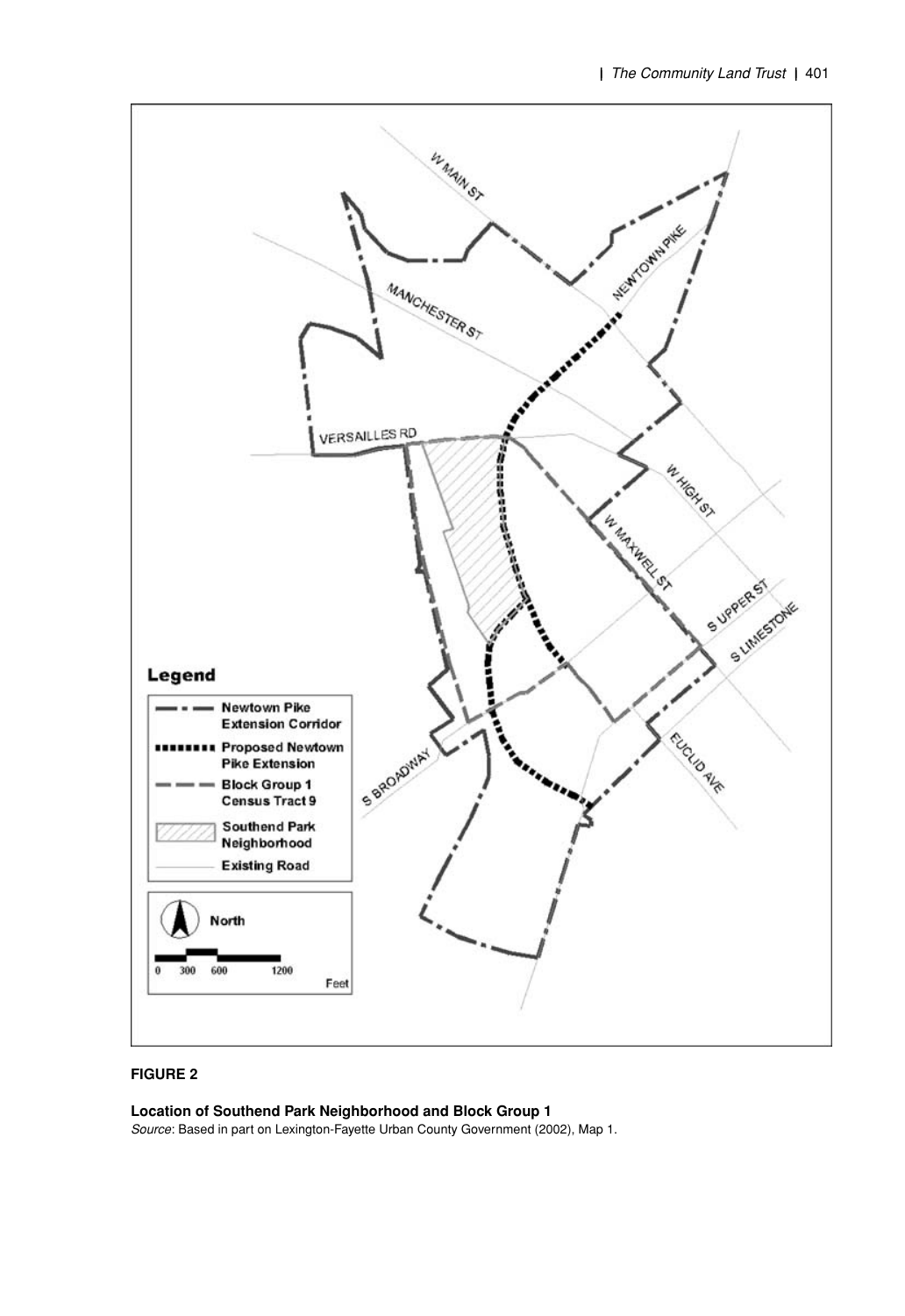**FIGURE 2**

**Location of Southend Park Neighborhood and Block Group 1**

*Source*: Based in part on Lexington-Fayette Urban County Government (2002), Map 1.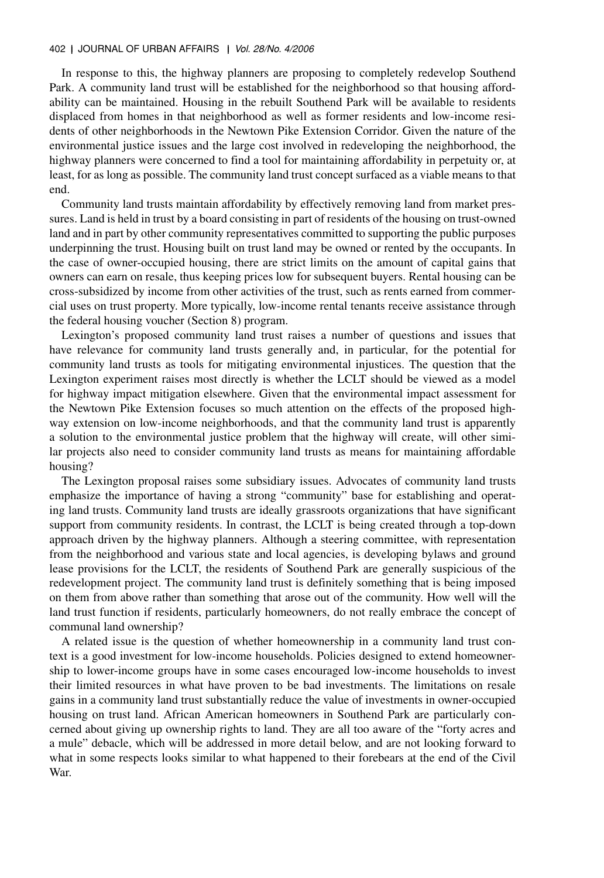In response to this, the highway planners are proposing to completely redevelop Southend Park. A community land trust will be established for the neighborhood so that housing affordability can be maintained. Housing in the rebuilt Southend Park will be available to residents displaced from homes in that neighborhood as well as former residents and low-income residents of other neighborhoods in the Newtown Pike Extension Corridor. Given the nature of the environmental justice issues and the large cost involved in redeveloping the neighborhood, the highway planners were concerned to find a tool for maintaining affordability in perpetuity or, at least, for as long as possible. The community land trust concept surfaced as a viable means to that end.

Community land trusts maintain affordability by effectively removing land from market pressures. Land is held in trust by a board consisting in part of residents of the housing on trust-owned land and in part by other community representatives committed to supporting the public purposes underpinning the trust. Housing built on trust land may be owned or rented by the occupants. In the case of owner-occupied housing, there are strict limits on the amount of capital gains that owners can earn on resale, thus keeping prices low for subsequent buyers. Rental housing can be cross-subsidized by income from other activities of the trust, such as rents earned from commercial uses on trust property. More typically, low-income rental tenants receive assistance through the federal housing voucher (Section 8) program.

Lexington's proposed community land trust raises a number of questions and issues that have relevance for community land trusts generally and, in particular, for the potential for community land trusts as tools for mitigating environmental injustices. The question that the Lexington experiment raises most directly is whether the LCLT should be viewed as a model for highway impact mitigation elsewhere. Given that the environmental impact assessment for the Newtown Pike Extension focuses so much attention on the effects of the proposed highway extension on low-income neighborhoods, and that the community land trust is apparently a solution to the environmental justice problem that the highway will create, will other similar projects also need to consider community land trusts as means for maintaining affordable housing?

The Lexington proposal raises some subsidiary issues. Advocates of community land trusts emphasize the importance of having a strong "community" base for establishing and operating land trusts. Community land trusts are ideally grassroots organizations that have significant support from community residents. In contrast, the LCLT is being created through a top-down approach driven by the highway planners. Although a steering committee, with representation from the neighborhood and various state and local agencies, is developing bylaws and ground lease provisions for the LCLT, the residents of Southend Park are generally suspicious of the redevelopment project. The community land trust is definitely something that is being imposed on them from above rather than something that arose out of the community. How well will the land trust function if residents, particularly homeowners, do not really embrace the concept of communal land ownership?

A related issue is the question of whether homeownership in a community land trust context is a good investment for low-income households. Policies designed to extend homeownership to lower-income groups have in some cases encouraged low-income households to invest their limited resources in what have proven to be bad investments. The limitations on resale gains in a community land trust substantially reduce the value of investments in owner-occupied housing on trust land. African American homeowners in Southend Park are particularly concerned about giving up ownership rights to land. They are all too aware of the "forty acres and a mule" debacle, which will be addressed in more detail below, and are not looking forward to what in some respects looks similar to what happened to their forebears at the end of the Civil War.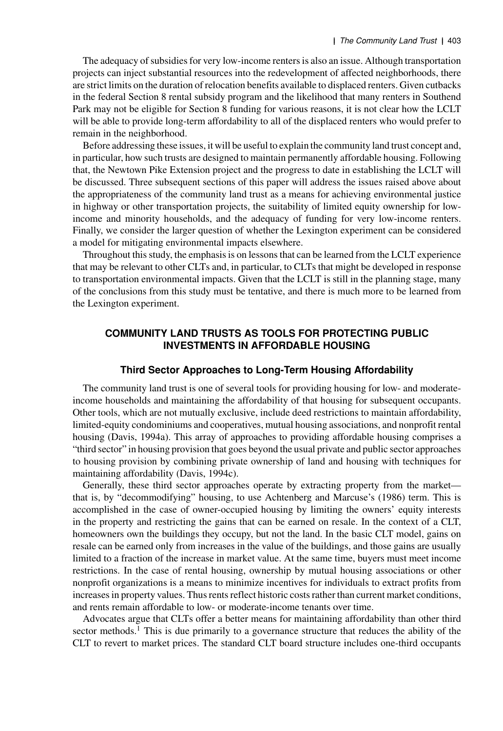The adequacy of subsidies for very low-income renters is also an issue. Although transportation projects can inject substantial resources into the redevelopment of affected neighborhoods, there are strict limits on the duration of relocation benefits available to displaced renters. Given cutbacks in the federal Section 8 rental subsidy program and the likelihood that many renters in Southend Park may not be eligible for Section 8 funding for various reasons, it is not clear how the LCLT will be able to provide long-term affordability to all of the displaced renters who would prefer to remain in the neighborhood.

Before addressing these issues, it will be useful to explain the community land trust concept and, in particular, how such trusts are designed to maintain permanently affordable housing. Following that, the Newtown Pike Extension project and the progress to date in establishing the LCLT will be discussed. Three subsequent sections of this paper will address the issues raised above about the appropriateness of the community land trust as a means for achieving environmental justice in highway or other transportation projects, the suitability of limited equity ownership for low-income and minority households, and the adequacy of funding for very low-income renters. Finally, we consider the larger question of whether the Lexington experiment can be considered a model for mitigating environmental impacts elsewhere.

Throughout this study, the emphasis is on lessons that can be learned from the LCLT experience that may be relevant to other CLTs and, in particular, to CLTs that might be developed in response to transportation environmental impacts. Given that the LCLT is still in the planning stage, many of the conclusions from this study must be tentative, and there is much more to be learned from the Lexington experiment.

## COMMUNITY LAND TRUSTS AS TOOLS FOR PROTECTING PUBLIC INVESTMENTS IN AFFORDABLE HOUSING

### Third Sector Approaches to Long-Term Housing Affordability

The community land trust is one of several tools for providing housing for low- and moderate-income households and maintaining the affordability of that housing for subsequent occupants. Other tools, which are not mutually exclusive, include deed restrictions to maintain affordability, limited-equity condominiums and cooperatives, mutual housing associations, and nonprofit rental housing (Davis, 1994a). This array of approaches to providing affordable housing comprises a "third sector" in housing provision that goes beyond the usual private and public sector approaches to housing provision by combining private ownership of land and housing with techniques for maintaining affordability (Davis, 1994c).

Generally, these third sector approaches operate by extracting property from the market—that is, by "decommodifying" housing, to use Achtenberg and Marcuse's (1986) term. This is accomplished in the case of owner-occupied housing by limiting the owners' equity interests in the property and restricting the gains that can be earned on resale. In the context of a CLT, homeowners own the buildings they occupy, but not the land. In the basic CLT model, gains on resale can be earned only from increases in the value of the buildings, and those gains are usually limited to a fraction of the increase in market value. At the same time, buyers must meet income restrictions. In the case of rental housing, ownership by mutual housing associations or other nonprofit organizations is a means to minimize incentives for individuals to extract profits from increases in property values. Thus rents reflect historic costs rather than current market conditions, and rents remain affordable to low- or moderate-income tenants over time.

Advocates argue that CLTs offer a better means for maintaining affordability than other third sector methods.[1] This is due primarily to a governance structure that reduces the ability of the CLT to revert to market prices. The standard CLT board structure includes one-third occupants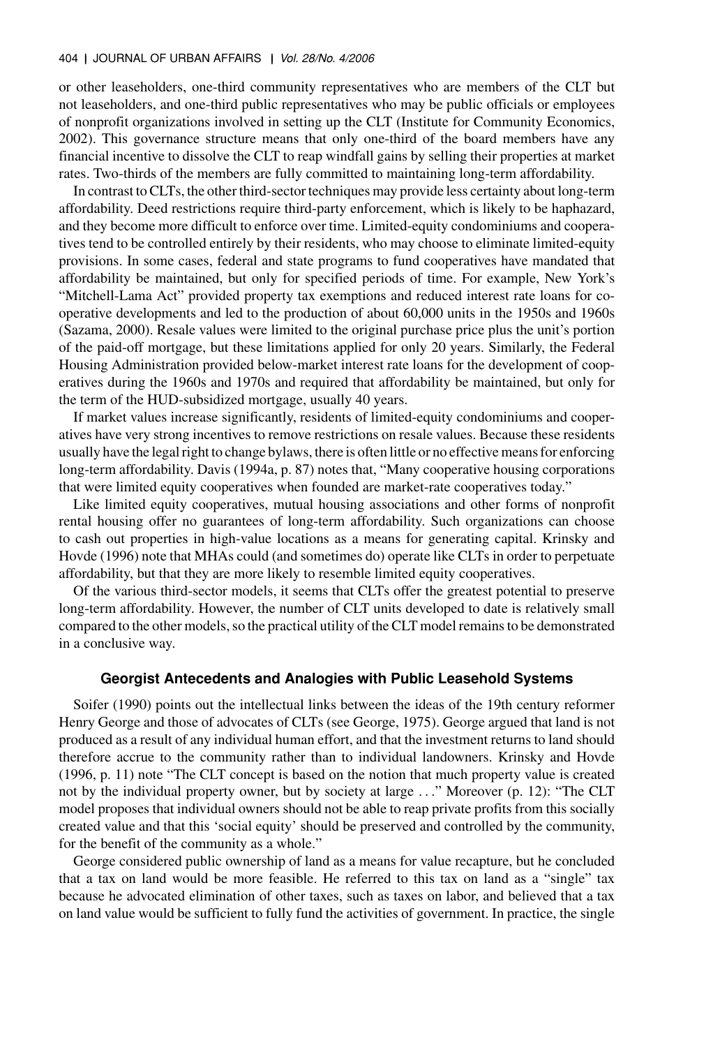or other leaseholders, one-third community representatives who are members of the CLT but not leaseholders, and one-third public representatives who may be public officials or employees of nonprofit organizations involved in setting up the CLT (Institute for Community Economics, 2002). This governance structure means that only one-third of the board members have any financial incentive to dissolve the CLT to reap windfall gains by selling their properties at market rates. Two-thirds of the members are fully committed to maintaining long-term affordability.

In contrast to CLTs, the other third-sector techniques may provide less certainty about long-term affordability. Deed restrictions require third-party enforcement, which is likely to be haphazard, and they become more difficult to enforce over time. Limited-equity condominiums and cooperatives tend to be controlled entirely by their residents, who may choose to eliminate limited-equity provisions. In some cases, federal and state programs to fund cooperatives have mandated that affordability be maintained, but only for specified periods of time. For example, New York's "Mitchell-Lama Act" provided property tax exemptions and reduced interest rate loans for cooperative developments and led to the production of about 60,000 units in the 1950s and 1960s (Sazama, 2000). Resale values were limited to the original purchase price plus the unit's portion of the paid-off mortgage, but these limitations applied for only 20 years. Similarly, the Federal Housing Administration provided below-market interest rate loans for the development of cooperatives during the 1960s and 1970s and required that affordability be maintained, but only for the term of the HUD-subsidized mortgage, usually 40 years.

If market values increase significantly, residents of limited-equity condominiums and cooperatives have very strong incentives to remove restrictions on resale values. Because these residents usually have the legal right to change bylaws, there is often little or no effective means for enforcing long-term affordability. Davis (1994a, p. 87) notes that, "Many cooperative housing corporations that were limited equity cooperatives when founded are market-rate cooperatives today."

Like limited equity cooperatives, mutual housing associations and other forms of nonprofit rental housing offer no guarantees of long-term affordability. Such organizations can choose to cash out properties in high-value locations as a means for generating capital. Krinsky and Hovde (1996) note that MHAs could (and sometimes do) operate like CLTs in order to perpetuate affordability, but that they are more likely to resemble limited equity cooperatives.

Of the various third-sector models, it seems that CLTs offer the greatest potential to preserve long-term affordability. However, the number of CLT units developed to date is relatively small compared to the other models, so the practical utility of the CLT model remains to be demonstrated in a conclusive way.

## Georgist Antecedents and Analogies with Public Leasehold Systems

Soifer (1990) points out the intellectual links between the ideas of the 19th century reformer Henry George and those of advocates of CLTs (see George, 1975). George argued that land is not produced as a result of any individual human effort, and that the investment returns to land should therefore accrue to the community rather than to individual landowners. Krinsky and Hovde (1996, p. 11) note "The CLT concept is based on the notion that much property value is created not by the individual property owner, but by society at large ..." Moreover (p. 12): "The CLT model proposes that individual owners should not be able to reap private profits from this socially created value and that this 'social equity' should be preserved and controlled by the community, for the benefit of the community as a whole."

George considered public ownership of land as a means for value recapture, but he concluded that a tax on land would be more feasible. He referred to this tax on land as a "single" tax because he advocated elimination of other taxes, such as taxes on labor, and believed that a tax on land value would be sufficient to fully fund the activities of government. In practice, the single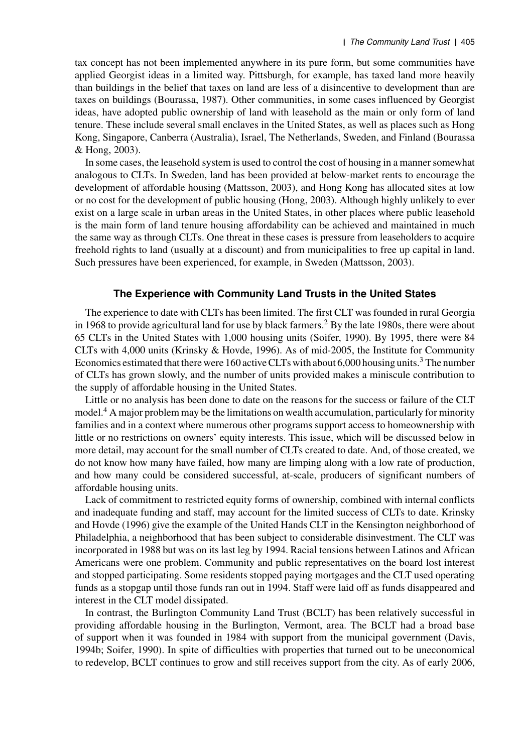tax concept has not been implemented anywhere in its pure form, but some communities have applied Georgist ideas in a limited way. Pittsburgh, for example, has taxed land more heavily than buildings in the belief that taxes on land are less of a disincentive to development than are taxes on buildings (Bourassa, 1987). Other communities, in some cases influenced by Georgist ideas, have adopted public ownership of land with leasehold as the main or only form of land tenure. These include several small enclaves in the United States, as well as places such as Hong Kong, Singapore, Canberra (Australia), Israel, The Netherlands, Sweden, and Finland (Bourassa & Hong, 2003).

In some cases, the leasehold system is used to control the cost of housing in a manner somewhat analogous to CLTs. In Sweden, land has been provided at below-market rents to encourage the development of affordable housing (Mattsson, 2003), and Hong Kong has allocated sites at low or no cost for the development of public housing (Hong, 2003). Although highly unlikely to ever exist on a large scale in urban areas in the United States, in other places where public leasehold is the main form of land tenure housing affordability can be achieved and maintained in much the same way as through CLTs. One threat in these cases is pressure from leaseholders to acquire freehold rights to land (usually at a discount) and from municipalities to free up capital in land. Such pressures have been experienced, for example, in Sweden (Mattsson, 2003).

## The Experience with Community Land Trusts in the United States

The experience to date with CLTs has been limited. The first CLT was founded in rural Georgia in 1968 to provide agricultural land for use by black farmers.[2] By the late 1980s, there were about 65 CLTs in the United States with 1,000 housing units (Soifer, 1990). By 1995, there were 84 CLTs with 4,000 units (Krinsky & Hovde, 1996). As of mid-2005, the Institute for Community Economics estimated that there were 160 active CLTs with about 6,000 housing units.[3] The number of CLTs has grown slowly, and the number of units provided makes a miniscule contribution to the supply of affordable housing in the United States.

Little or no analysis has been done to date on the reasons for the success or failure of the CLT model.[4] A major problem may be the limitations on wealth accumulation, particularly for minority families and in a context where numerous other programs support access to homeownership with little or no restrictions on owners' equity interests. This issue, which will be discussed below in more detail, may account for the small number of CLTs created to date. And, of those created, we do not know how many have failed, how many are limping along with a low rate of production, and how many could be considered successful, at-scale, producers of significant numbers of affordable housing units.

Lack of commitment to restricted equity forms of ownership, combined with internal conflicts and inadequate funding and staff, may account for the limited success of CLTs to date. Krinsky and Hovde (1996) give the example of the United Hands CLT in the Kensington neighborhood of Philadelphia, a neighborhood that has been subject to considerable disinvestment. The CLT was incorporated in 1988 but was on its last leg by 1994. Racial tensions between Latinos and African Americans were one problem. Community and public representatives on the board lost interest and stopped participating. Some residents stopped paying mortgages and the CLT used operating funds as a stopgap until those funds ran out in 1994. Staff were laid off as funds disappeared and interest in the CLT model dissipated.

In contrast, the Burlington Community Land Trust (BCLT) has been relatively successful in providing affordable housing in the Burlington, Vermont, area. The BCLT had a broad base of support when it was founded in 1984 with support from the municipal government (Davis, 1994b; Soifer, 1990). In spite of difficulties with properties that turned out to be uneconomical to redevelop, BCLT continues to grow and still receives support from the city. As of early 2006,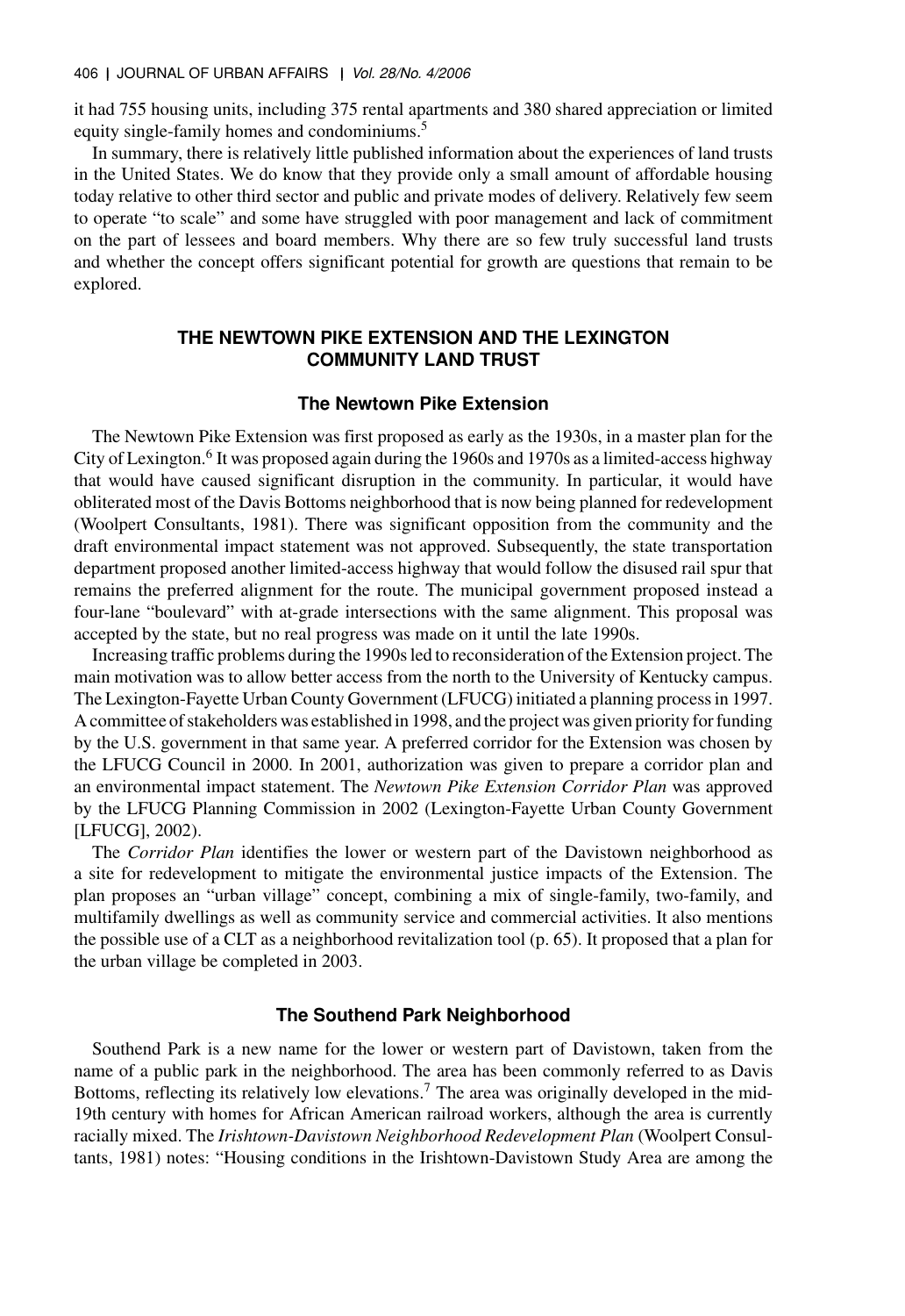it had 755 housing units, including 375 rental apartments and 380 shared appreciation or limited equity single-family homes and condominiums.[5]

In summary, there is relatively little published information about the experiences of land trusts in the United States. We do know that they provide only a small amount of affordable housing today relative to other third sector and public and private modes of delivery. Relatively few seem to operate "to scale" and some have struggled with poor management and lack of commitment on the part of lessees and board members. Why there are so few truly successful land trusts and whether the concept offers significant potential for growth are questions that remain to be explored.

## THE NEWTOWN PIKE EXTENSION AND THE LEXINGTON COMMUNITY LAND TRUST

### The Newtown Pike Extension

The Newtown Pike Extension was first proposed as early as the 1930s, in a master plan for the City of Lexington.[6] It was proposed again during the 1960s and 1970s as a limited-access highway that would have caused significant disruption in the community. In particular, it would have obliterated most of the Davis Bottoms neighborhood that is now being planned for redevelopment (Woolpert Consultants, 1981). There was significant opposition from the community and the draft environmental impact statement was not approved. Subsequently, the state transportation department proposed another limited-access highway that would follow the disused rail spur that remains the preferred alignment for the route. The municipal government proposed instead a four-lane "boulevard" with at-grade intersections with the same alignment. This proposal was accepted by the state, but no real progress was made on it until the late 1990s.

Increasing traffic problems during the 1990s led to reconsideration of the Extension project. The main motivation was to allow better access from the north to the University of Kentucky campus. The Lexington-Fayette Urban County Government (LFUCG) initiated a planning process in 1997. A committee of stakeholders was established in 1998, and the project was given priority for funding by the U.S. government in that same year. A preferred corridor for the Extension was chosen by the LFUCG Council in 2000. In 2001, authorization was given to prepare a corridor plan and an environmental impact statement. The *Newtown Pike Extension Corridor Plan* was approved by the LFUCG Planning Commission in 2002 (Lexington-Fayette Urban County Government [LFUCG], 2002).

The *Corridor Plan* identifies the lower or western part of the Davistown neighborhood as a site for redevelopment to mitigate the environmental justice impacts of the Extension. The plan proposes an "urban village" concept, combining a mix of single-family, two-family, and multifamily dwellings as well as community service and commercial activities. It also mentions the possible use of a CLT as a neighborhood revitalization tool (p. 65). It proposed that a plan for the urban village be completed in 2003.

### The Southend Park Neighborhood

Southend Park is a new name for the lower or western part of Davistown, taken from the name of a public park in the neighborhood. The area has been commonly referred to as Davis Bottoms, reflecting its relatively low elevations.[7] The area was originally developed in the mid-19th century with homes for African American railroad workers, although the area is currently racially mixed. The *Irishtown-Davistown Neighborhood Redevelopment Plan* (Woolpert Consultants, 1981) notes: "Housing conditions in the Irishtown-Davistown Study Area are among the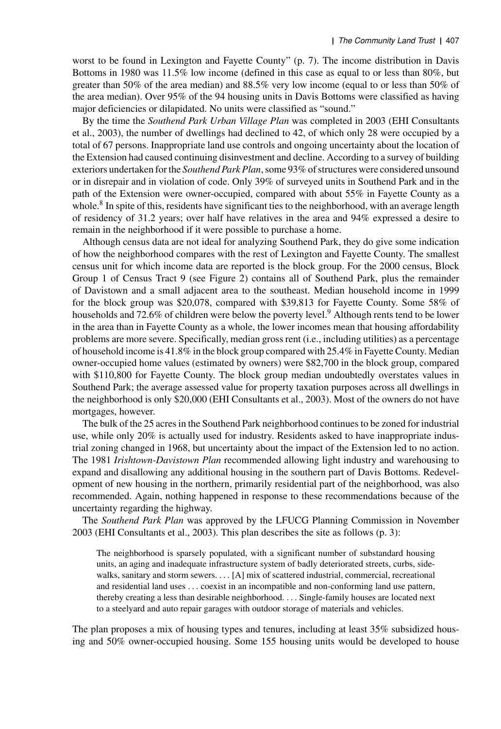worst to be found in Lexington and Fayette County" (p. 7). The income distribution in Davis Bottoms in 1980 was 11.5% low income (defined in this case as equal to or less than 80%, but greater than 50% of the area median) and 88.5% very low income (equal to or less than 50% of the area median). Over 95% of the 94 housing units in Davis Bottoms were classified as having major deficiencies or dilapidated. No units were classified as "sound."

By the time the *Southend Park Urban Village Plan* was completed in 2003 (EHI Consultants et al., 2003), the number of dwellings had declined to 42, of which only 28 were occupied by a total of 67 persons. Inappropriate land use controls and ongoing uncertainty about the location of the Extension had caused continuing disinvestment and decline. According to a survey of building exteriors undertaken for the *Southend Park Plan*, some 93% of structures were considered unsound or in disrepair and in violation of code. Only 39% of surveyed units in Southend Park and in the path of the Extension were owner-occupied, compared with about 55% in Fayette County as a whole.[8] In spite of this, residents have significant ties to the neighborhood, with an average length of residency of 31.2 years; over half have relatives in the area and 94% expressed a desire to remain in the neighborhood if it were possible to purchase a home.

Although census data are not ideal for analyzing Southend Park, they do give some indication of how the neighborhood compares with the rest of Lexington and Fayette County. The smallest census unit for which income data are reported is the block group. For the 2000 census, Block Group 1 of Census Tract 9 (see Figure 2) contains all of Southend Park, plus the remainder of Davistown and a small adjacent area to the southeast. Median household income in 1999 for the block group was $20,078, compared with $39,813 for Fayette County. Some 58% of households and 72.6% of children were below the poverty level.[9] Although rents tend to be lower in the area than in Fayette County as a whole, the lower incomes mean that housing affordability problems are more severe. Specifically, median gross rent (i.e., including utilities) as a percentage of household income is 41.8% in the block group compared with 25.4% in Fayette County. Median owner-occupied home values (estimated by owners) were $82,700 in the block group, compared with $110,800 for Fayette County. The block group median undoubtedly overstates values in Southend Park; the average assessed value for property taxation purposes across all dwellings in the neighborhood is only $20,000 (EHI Consultants et al., 2003). Most of the owners do not have mortgages, however.

The bulk of the 25 acres in the Southend Park neighborhood continues to be zoned for industrial use, while only 20% is actually used for industry. Residents asked to have inappropriate industrial zoning changed in 1968, but uncertainty about the impact of the Extension led to no action. The 1981 *Irishtown-Davistown Plan* recommended allowing light industry and warehousing to expand and disallowing any additional housing in the southern part of Davis Bottoms. Redevelopment of new housing in the northern, primarily residential part of the neighborhood, was also recommended. Again, nothing happened in response to these recommendations because of the uncertainty regarding the highway.

The *Southend Park Plan* was approved by the LFUCG Planning Commission in November 2003 (EHI Consultants et al., 2003). This plan describes the site as follows (p. 3):

> The neighborhood is sparsely populated, with a significant number of substandard housing units, an aging and inadequate infrastructure system of badly deteriorated streets, curbs, sidewalks, sanitary and storm sewers. . . . [A] mix of scattered industrial, commercial, recreational and residential land uses . . . coexist in an incompatible and non-conforming land use pattern, thereby creating a less than desirable neighborhood. . . . Single-family houses are located next to a steelyard and auto repair garages with outdoor storage of materials and vehicles.

The plan proposes a mix of housing types and tenures, including at least 35% subsidized housing and 50% owner-occupied housing. Some 155 housing units would be developed to house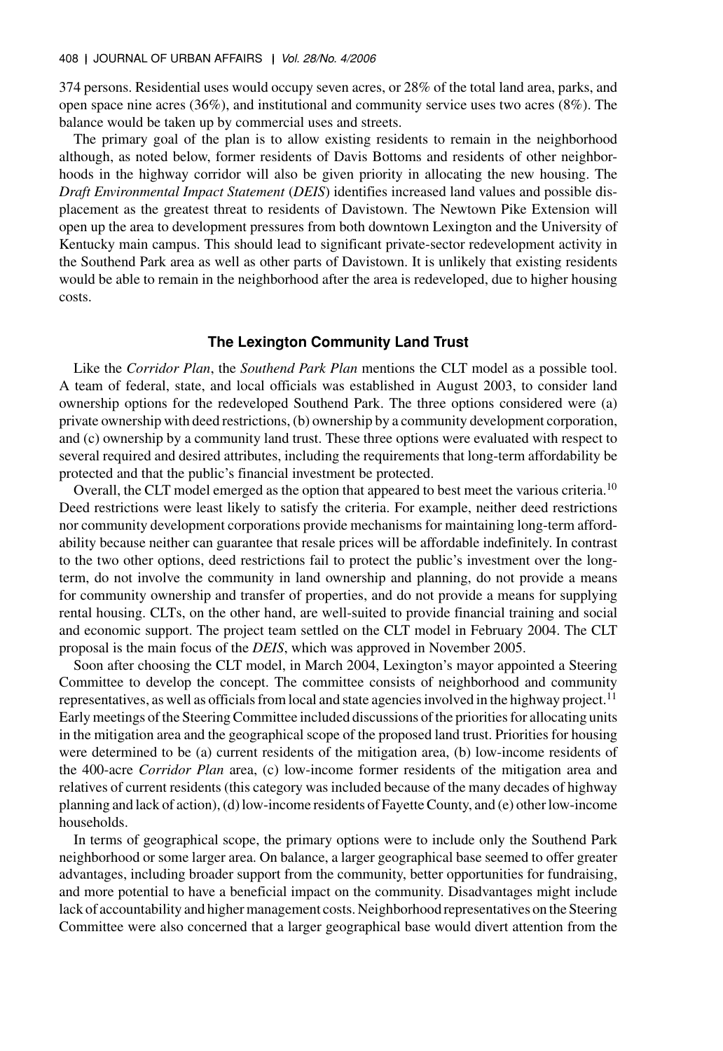374 persons. Residential uses would occupy seven acres, or 28% of the total land area, parks, and open space nine acres (36%), and institutional and community service uses two acres (8%). The balance would be taken up by commercial uses and streets.

The primary goal of the plan is to allow existing residents to remain in the neighborhood although, as noted below, former residents of Davis Bottoms and residents of other neighborhoods in the highway corridor will also be given priority in allocating the new housing. The *Draft Environmental Impact Statement* (*DEIS*) identifies increased land values and possible displacement as the greatest threat to residents of Davistown. The Newtown Pike Extension will open up the area to development pressures from both downtown Lexington and the University of Kentucky main campus. This should lead to significant private-sector redevelopment activity in the Southend Park area as well as other parts of Davistown. It is unlikely that existing residents would be able to remain in the neighborhood after the area is redeveloped, due to higher housing costs.

## The Lexington Community Land Trust

Like the *Corridor Plan*, the *Southend Park Plan* mentions the CLT model as a possible tool. A team of federal, state, and local officials was established in August 2003, to consider land ownership options for the redeveloped Southend Park. The three options considered were (a) private ownership with deed restrictions, (b) ownership by a community development corporation, and (c) ownership by a community land trust. These three options were evaluated with respect to several required and desired attributes, including the requirements that long-term affordability be protected and that the public's financial investment be protected.

Overall, the CLT model emerged as the option that appeared to best meet the various criteria.[10] Deed restrictions were least likely to satisfy the criteria. For example, neither deed restrictions nor community development corporations provide mechanisms for maintaining long-term affordability because neither can guarantee that resale prices will be affordable indefinitely. In contrast to the two other options, deed restrictions fail to protect the public's investment over the long-term, do not involve the community in land ownership and planning, do not provide a means for community ownership and transfer of properties, and do not provide a means for supplying rental housing. CLTs, on the other hand, are well-suited to provide financial training and social and economic support. The project team settled on the CLT model in February 2004. The CLT proposal is the main focus of the *DEIS*, which was approved in November 2005.

Soon after choosing the CLT model, in March 2004, Lexington's mayor appointed a Steering Committee to develop the concept. The committee consists of neighborhood and community representatives, as well as officials from local and state agencies involved in the highway project.[11] Early meetings of the Steering Committee included discussions of the priorities for allocating units in the mitigation area and the geographical scope of the proposed land trust. Priorities for housing were determined to be (a) current residents of the mitigation area, (b) low-income residents of the 400-acre *Corridor Plan* area, (c) low-income former residents of the mitigation area and relatives of current residents (this category was included because of the many decades of highway planning and lack of action), (d) low-income residents of Fayette County, and (e) other low-income households.

In terms of geographical scope, the primary options were to include only the Southend Park neighborhood or some larger area. On balance, a larger geographical base seemed to offer greater advantages, including broader support from the community, better opportunities for fundraising, and more potential to have a beneficial impact on the community. Disadvantages might include lack of accountability and higher management costs. Neighborhood representatives on the Steering Committee were also concerned that a larger geographical base would divert attention from the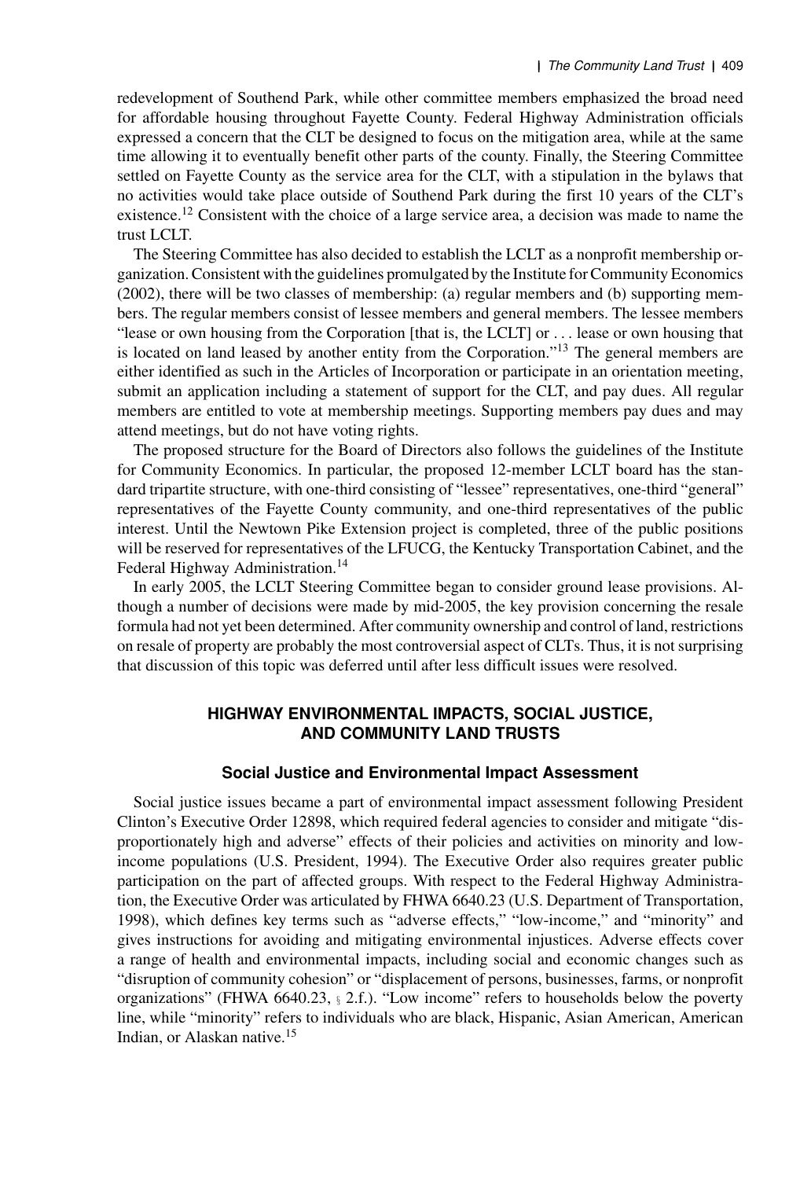redevelopment of Southend Park, while other committee members emphasized the broad need for affordable housing throughout Fayette County. Federal Highway Administration officials expressed a concern that the CLT be designed to focus on the mitigation area, while at the same time allowing it to eventually benefit other parts of the county. Finally, the Steering Committee settled on Fayette County as the service area for the CLT, with a stipulation in the bylaws that no activities would take place outside of Southend Park during the first 10 years of the CLT's existence.[12] Consistent with the choice of a large service area, a decision was made to name the trust LCLT.

The Steering Committee has also decided to establish the LCLT as a nonprofit membership organization. Consistent with the guidelines promulgated by the Institute for Community Economics (2002), there will be two classes of membership: (a) regular members and (b) supporting members. The regular members consist of lessee members and general members. The lessee members "lease or own housing from the Corporation [that is, the LCLT] or . . . lease or own housing that is located on land leased by another entity from the Corporation."[13] The general members are either identified as such in the Articles of Incorporation or participate in an orientation meeting, submit an application including a statement of support for the CLT, and pay dues. All regular members are entitled to vote at membership meetings. Supporting members pay dues and may attend meetings, but do not have voting rights.

The proposed structure for the Board of Directors also follows the guidelines of the Institute for Community Economics. In particular, the proposed 12-member LCLT board has the standard tripartite structure, with one-third consisting of "lessee" representatives, one-third "general" representatives of the Fayette County community, and one-third representatives of the public interest. Until the Newtown Pike Extension project is completed, three of the public positions will be reserved for representatives of the LFUCG, the Kentucky Transportation Cabinet, and the Federal Highway Administration.[14]

In early 2005, the LCLT Steering Committee began to consider ground lease provisions. Although a number of decisions were made by mid-2005, the key provision concerning the resale formula had not yet been determined. After community ownership and control of land, restrictions on resale of property are probably the most controversial aspect of CLTs. Thus, it is not surprising that discussion of this topic was deferred until after less difficult issues were resolved.

## HIGHWAY ENVIRONMENTAL IMPACTS, SOCIAL JUSTICE, AND COMMUNITY LAND TRUSTS

### Social Justice and Environmental Impact Assessment

Social justice issues became a part of environmental impact assessment following President Clinton's Executive Order 12898, which required federal agencies to consider and mitigate "disproportionately high and adverse" effects of their policies and activities on minority and low-income populations (U.S. President, 1994). The Executive Order also requires greater public participation on the part of affected groups. With respect to the Federal Highway Administration, the Executive Order was articulated by FHWA 6640.23 (U.S. Department of Transportation, 1998), which defines key terms such as "adverse effects," "low-income," and "minority" and gives instructions for avoiding and mitigating environmental injustices. Adverse effects cover a range of health and environmental impacts, including social and economic changes such as "disruption of community cohesion" or "displacement of persons, businesses, farms, or nonprofit organizations" (FHWA 6640.23, § 2.f.). "Low income" refers to households below the poverty line, while "minority" refers to individuals who are black, Hispanic, Asian American, American Indian, or Alaskan native.[15]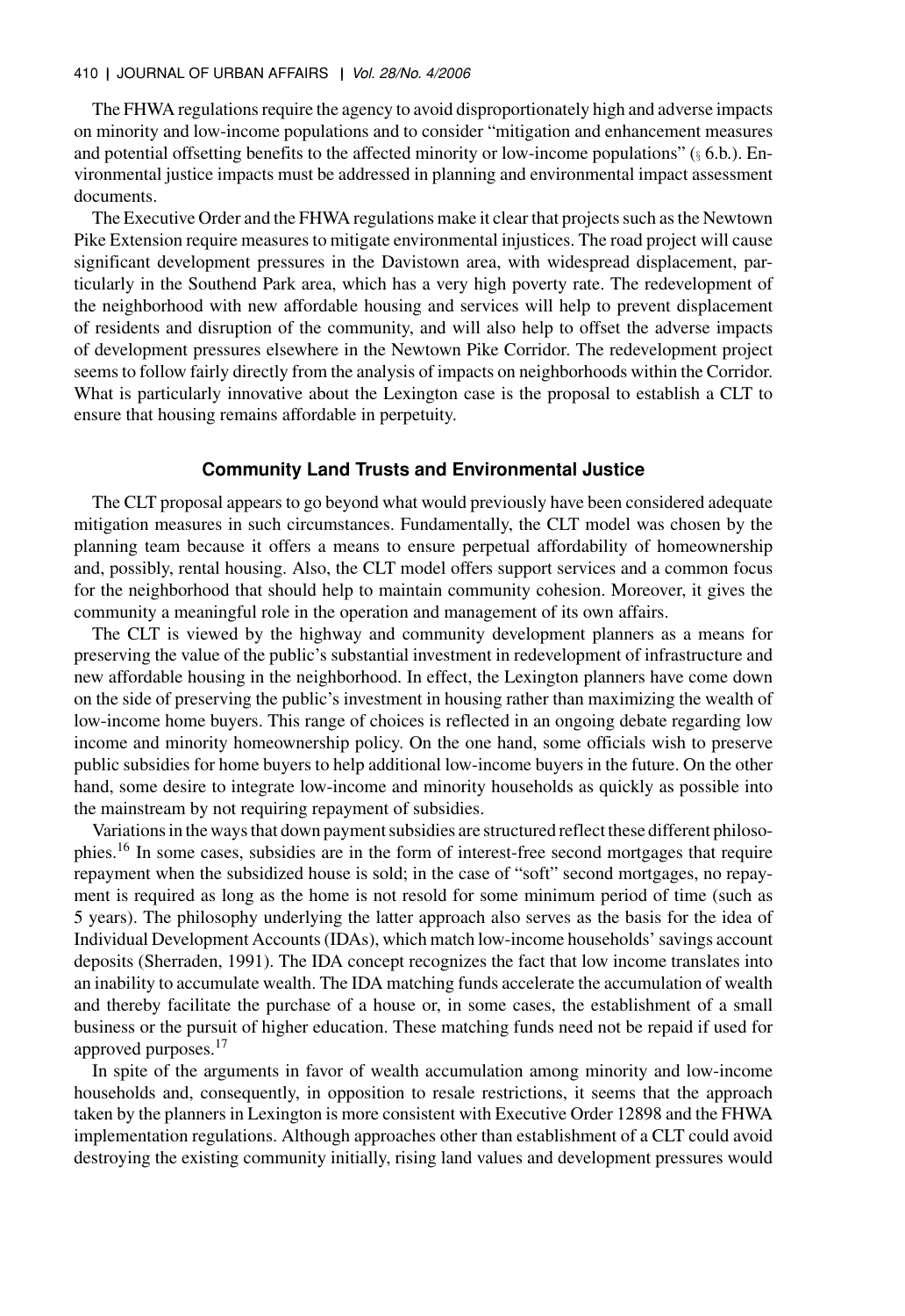The FHWA regulations require the agency to avoid disproportionately high and adverse impacts on minority and low-income populations and to consider "mitigation and enhancement measures and potential offsetting benefits to the affected minority or low-income populations" (§ 6.b.). Environmental justice impacts must be addressed in planning and environmental impact assessment documents.

The Executive Order and the FHWA regulations make it clear that projects such as the Newtown Pike Extension require measures to mitigate environmental injustices. The road project will cause significant development pressures in the Davistown area, with widespread displacement, particularly in the Southend Park area, which has a very high poverty rate. The redevelopment of the neighborhood with new affordable housing and services will help to prevent displacement of residents and disruption of the community, and will also help to offset the adverse impacts of development pressures elsewhere in the Newtown Pike Corridor. The redevelopment project seems to follow fairly directly from the analysis of impacts on neighborhoods within the Corridor. What is particularly innovative about the Lexington case is the proposal to establish a CLT to ensure that housing remains affordable in perpetuity.

## Community Land Trusts and Environmental Justice

The CLT proposal appears to go beyond what would previously have been considered adequate mitigation measures in such circumstances. Fundamentally, the CLT model was chosen by the planning team because it offers a means to ensure perpetual affordability of homeownership and, possibly, rental housing. Also, the CLT model offers support services and a common focus for the neighborhood that should help to maintain community cohesion. Moreover, it gives the community a meaningful role in the operation and management of its own affairs.

The CLT is viewed by the highway and community development planners as a means for preserving the value of the public's substantial investment in redevelopment of infrastructure and new affordable housing in the neighborhood. In effect, the Lexington planners have come down on the side of preserving the public's investment in housing rather than maximizing the wealth of low-income home buyers. This range of choices is reflected in an ongoing debate regarding low income and minority homeownership policy. On the one hand, some officials wish to preserve public subsidies for home buyers to help additional low-income buyers in the future. On the other hand, some desire to integrate low-income and minority households as quickly as possible into the mainstream by not requiring repayment of subsidies.

Variations in the ways that down payment subsidies are structured reflect these different philosophies.[16] In some cases, subsidies are in the form of interest-free second mortgages that require repayment when the subsidized house is sold; in the case of "soft" second mortgages, no repayment is required as long as the home is not resold for some minimum period of time (such as 5 years). The philosophy underlying the latter approach also serves as the basis for the idea of Individual Development Accounts (IDAs), which match low-income households' savings account deposits (Sherraden, 1991). The IDA concept recognizes the fact that low income translates into an inability to accumulate wealth. The IDA matching funds accelerate the accumulation of wealth and thereby facilitate the purchase of a house or, in some cases, the establishment of a small business or the pursuit of higher education. These matching funds need not be repaid if used for approved purposes.[17]

In spite of the arguments in favor of wealth accumulation among minority and low-income households and, consequently, in opposition to resale restrictions, it seems that the approach taken by the planners in Lexington is more consistent with Executive Order 12898 and the FHWA implementation regulations. Although approaches other than establishment of a CLT could avoid destroying the existing community initially, rising land values and development pressures would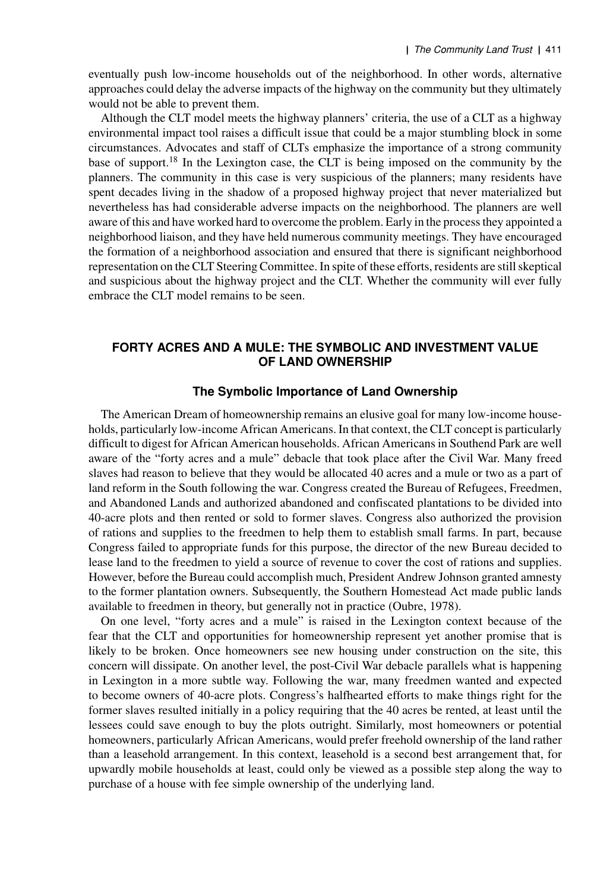eventually push low-income households out of the neighborhood. In other words, alternative approaches could delay the adverse impacts of the highway on the community but they ultimately would not be able to prevent them.

Although the CLT model meets the highway planners' criteria, the use of a CLT as a highway environmental impact tool raises a difficult issue that could be a major stumbling block in some circumstances. Advocates and staff of CLTs emphasize the importance of a strong community base of support.[18] In the Lexington case, the CLT is being imposed on the community by the planners. The community in this case is very suspicious of the planners; many residents have spent decades living in the shadow of a proposed highway project that never materialized but nevertheless has had considerable adverse impacts on the neighborhood. The planners are well aware of this and have worked hard to overcome the problem. Early in the process they appointed a neighborhood liaison, and they have held numerous community meetings. They have encouraged the formation of a neighborhood association and ensured that there is significant neighborhood representation on the CLT Steering Committee. In spite of these efforts, residents are still skeptical and suspicious about the highway project and the CLT. Whether the community will ever fully embrace the CLT model remains to be seen.

## FORTY ACRES AND A MULE: THE SYMBOLIC AND INVESTMENT VALUE OF LAND OWNERSHIP

### The Symbolic Importance of Land Ownership

The American Dream of homeownership remains an elusive goal for many low-income households, particularly low-income African Americans. In that context, the CLT concept is particularly difficult to digest for African American households. African Americans in Southend Park are well aware of the "forty acres and a mule" debacle that took place after the Civil War. Many freed slaves had reason to believe that they would be allocated 40 acres and a mule or two as a part of land reform in the South following the war. Congress created the Bureau of Refugees, Freedmen, and Abandoned Lands and authorized abandoned and confiscated plantations to be divided into 40-acre plots and then rented or sold to former slaves. Congress also authorized the provision of rations and supplies to the freedmen to help them to establish small farms. In part, because Congress failed to appropriate funds for this purpose, the director of the new Bureau decided to lease land to the freedmen to yield a source of revenue to cover the cost of rations and supplies. However, before the Bureau could accomplish much, President Andrew Johnson granted amnesty to the former plantation owners. Subsequently, the Southern Homestead Act made public lands available to freedmen in theory, but generally not in practice (Oubre, 1978).

On one level, "forty acres and a mule" is raised in the Lexington context because of the fear that the CLT and opportunities for homeownership represent yet another promise that is likely to be broken. Once homeowners see new housing under construction on the site, this concern will dissipate. On another level, the post-Civil War debacle parallels what is happening in Lexington in a more subtle way. Following the war, many freedmen wanted and expected to become owners of 40-acre plots. Congress's halfhearted efforts to make things right for the former slaves resulted initially in a policy requiring that the 40 acres be rented, at least until the lessees could save enough to buy the plots outright. Similarly, most homeowners or potential homeowners, particularly African Americans, would prefer freehold ownership of the land rather than a leasehold arrangement. In this context, leasehold is a second best arrangement that, for upwardly mobile households at least, could only be viewed as a possible step along the way to purchase of a house with fee simple ownership of the underlying land.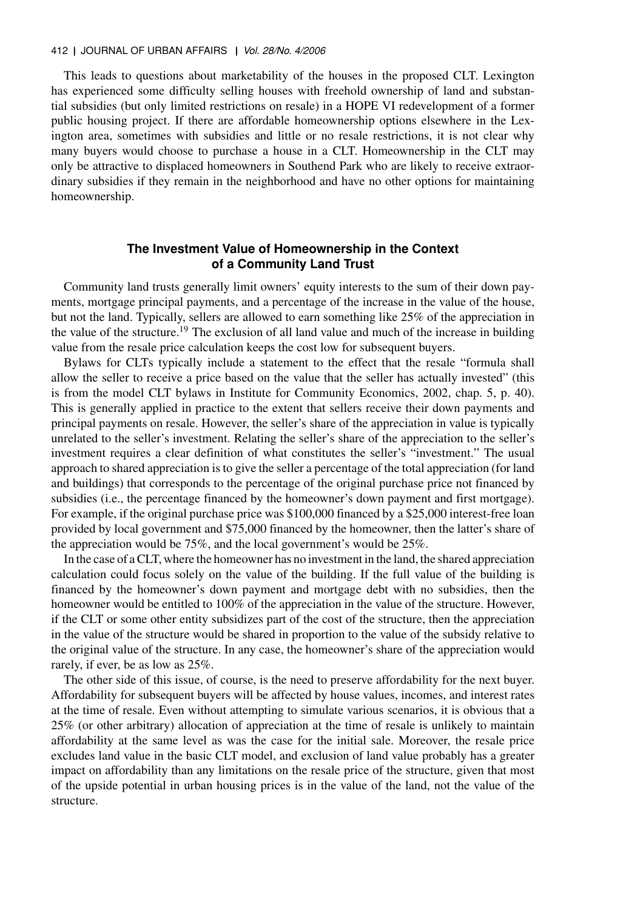This leads to questions about marketability of the houses in the proposed CLT. Lexington has experienced some difficulty selling houses with freehold ownership of land and substantial subsidies (but only limited restrictions on resale) in a HOPE VI redevelopment of a former public housing project. If there are affordable homeownership options elsewhere in the Lexington area, sometimes with subsidies and little or no resale restrictions, it is not clear why many buyers would choose to purchase a house in a CLT. Homeownership in the CLT may only be attractive to displaced homeowners in Southend Park who are likely to receive extraordinary subsidies if they remain in the neighborhood and have no other options for maintaining homeownership.

## The Investment Value of Homeownership in the Context of a Community Land Trust

Community land trusts generally limit owners' equity interests to the sum of their down payments, mortgage principal payments, and a percentage of the increase in the value of the house, but not the land. Typically, sellers are allowed to earn something like 25% of the appreciation in the value of the structure.[19] The exclusion of all land value and much of the increase in building value from the resale price calculation keeps the cost low for subsequent buyers.

Bylaws for CLTs typically include a statement to the effect that the resale "formula shall allow the seller to receive a price based on the value that the seller has actually invested" (this is from the model CLT bylaws in Institute for Community Economics, 2002, chap. 5, p. 40). This is generally applied in practice to the extent that sellers receive their down payments and principal payments on resale. However, the seller's share of the appreciation in value is typically unrelated to the seller's investment. Relating the seller's share of the appreciation to the seller's investment requires a clear definition of what constitutes the seller's "investment." The usual approach to shared appreciation is to give the seller a percentage of the total appreciation (for land and buildings) that corresponds to the percentage of the original purchase price not financed by subsidies (i.e., the percentage financed by the homeowner's down payment and first mortgage). For example, if the original purchase price was $100,000 financed by a $25,000 interest-free loan provided by local government and $75,000 financed by the homeowner, then the latter's share of the appreciation would be 75%, and the local government's would be 25%.

In the case of a CLT, where the homeowner has no investment in the land, the shared appreciation calculation could focus solely on the value of the building. If the full value of the building is financed by the homeowner's down payment and mortgage debt with no subsidies, then the homeowner would be entitled to 100% of the appreciation in the value of the structure. However, if the CLT or some other entity subsidizes part of the cost of the structure, then the appreciation in the value of the structure would be shared in proportion to the value of the subsidy relative to the original value of the structure. In any case, the homeowner's share of the appreciation would rarely, if ever, be as low as 25%.

The other side of this issue, of course, is the need to preserve affordability for the next buyer. Affordability for subsequent buyers will be affected by house values, incomes, and interest rates at the time of resale. Even without attempting to simulate various scenarios, it is obvious that a 25% (or other arbitrary) allocation of appreciation at the time of resale is unlikely to maintain affordability at the same level as was the case for the initial sale. Moreover, the resale price excludes land value in the basic CLT model, and exclusion of land value probably has a greater impact on affordability than any limitations on the resale price of the structure, given that most of the upside potential in urban housing prices is in the value of the land, not the value of the structure.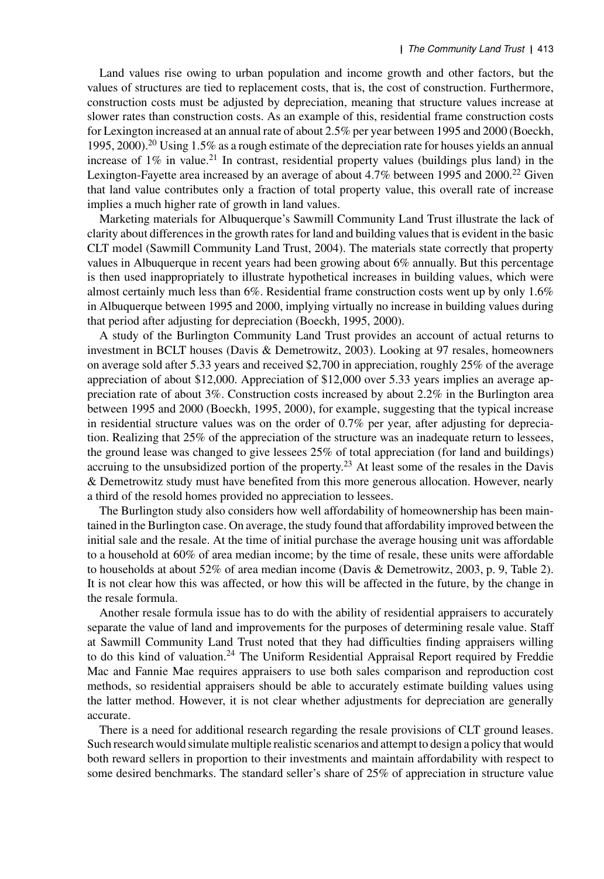Land values rise owing to urban population and income growth and other factors, but the values of structures are tied to replacement costs, that is, the cost of construction. Furthermore, construction costs must be adjusted by depreciation, meaning that structure values increase at slower rates than construction costs. As an example of this, residential frame construction costs for Lexington increased at an annual rate of about 2.5% per year between 1995 and 2000 (Boeckh, 1995, 2000).[20] Using 1.5% as a rough estimate of the depreciation rate for houses yields an annual increase of 1% in value.[21] In contrast, residential property values (buildings plus land) in the Lexington-Fayette area increased by an average of about 4.7% between 1995 and 2000.[22] Given that land value contributes only a fraction of total property value, this overall rate of increase implies a much higher rate of growth in land values.

Marketing materials for Albuquerque's Sawmill Community Land Trust illustrate the lack of clarity about differences in the growth rates for land and building values that is evident in the basic CLT model (Sawmill Community Land Trust, 2004). The materials state correctly that property values in Albuquerque in recent years had been growing about 6% annually. But this percentage is then used inappropriately to illustrate hypothetical increases in building values, which were almost certainly much less than 6%. Residential frame construction costs went up by only 1.6% in Albuquerque between 1995 and 2000, implying virtually no increase in building values during that period after adjusting for depreciation (Boeckh, 1995, 2000).

A study of the Burlington Community Land Trust provides an account of actual returns to investment in BCLT houses (Davis & Demetrowitz, 2003). Looking at 97 resales, homeowners on average sold after 5.33 years and received $2,700 in appreciation, roughly 25% of the average appreciation of about $12,000. Appreciation of $12,000 over 5.33 years implies an average appreciation rate of about 3%. Construction costs increased by about 2.2% in the Burlington area between 1995 and 2000 (Boeckh, 1995, 2000), for example, suggesting that the typical increase in residential structure values was on the order of 0.7% per year, after adjusting for depreciation. Realizing that 25% of the appreciation of the structure was an inadequate return to lessees, the ground lease was changed to give lessees 25% of total appreciation (for land and buildings) accruing to the unsubsidized portion of the property.[23] At least some of the resales in the Davis & Demetrowitz study must have benefited from this more generous allocation. However, nearly a third of the resold homes provided no appreciation to lessees.

The Burlington study also considers how well affordability of homeownership has been maintained in the Burlington case. On average, the study found that affordability improved between the initial sale and the resale. At the time of initial purchase the average housing unit was affordable to a household at 60% of area median income; by the time of resale, these units were affordable to households at about 52% of area median income (Davis & Demetrowitz, 2003, p. 9, Table 2). It is not clear how this was affected, or how this will be affected in the future, by the change in the resale formula.

Another resale formula issue has to do with the ability of residential appraisers to accurately separate the value of land and improvements for the purposes of determining resale value. Staff at Sawmill Community Land Trust noted that they had difficulties finding appraisers willing to do this kind of valuation.[24] The Uniform Residential Appraisal Report required by Freddie Mac and Fannie Mae requires appraisers to use both sales comparison and reproduction cost methods, so residential appraisers should be able to accurately estimate building values using the latter method. However, it is not clear whether adjustments for depreciation are generally accurate.

There is a need for additional research regarding the resale provisions of CLT ground leases. Such research would simulate multiple realistic scenarios and attempt to design a policy that would both reward sellers in proportion to their investments and maintain affordability with respect to some desired benchmarks. The standard seller's share of 25% of appreciation in structure value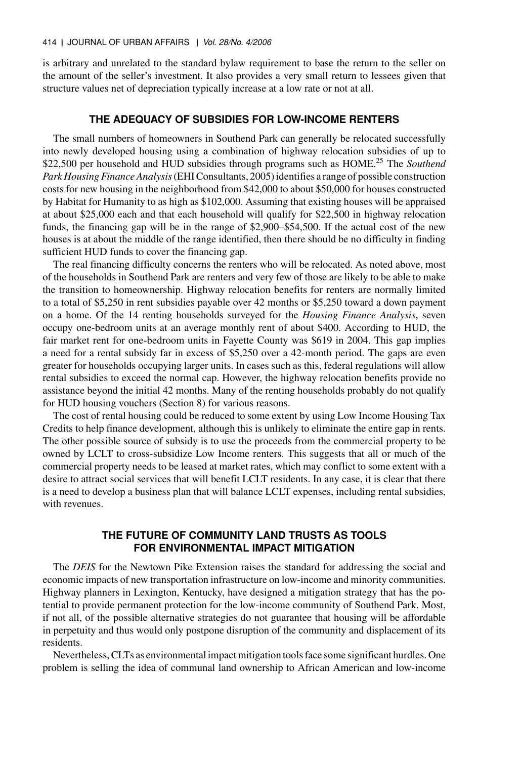is arbitrary and unrelated to the standard bylaw requirement to base the return to the seller on the amount of the seller's investment. It also provides a very small return to lessees given that structure values net of depreciation typically increase at a low rate or not at all.

## THE ADEQUACY OF SUBSIDIES FOR LOW-INCOME RENTERS

The small numbers of homeowners in Southend Park can generally be relocated successfully into newly developed housing using a combination of highway relocation subsidies of up to \$22,500 per household and HUD subsidies through programs such as HOME.[25] The *Southend Park Housing Finance Analysis* (EHI Consultants, 2005) identifies a range of possible construction costs for new housing in the neighborhood from \$42,000 to about \$50,000 for houses constructed by Habitat for Humanity to as high as \$102,000. Assuming that existing houses will be appraised at about \$25,000 each and that each household will qualify for \$22,500 in highway relocation funds, the financing gap will be in the range of \$2,900–\$54,500. If the actual cost of the new houses is at about the middle of the range identified, then there should be no difficulty in finding sufficient HUD funds to cover the financing gap.

The real financing difficulty concerns the renters who will be relocated. As noted above, most of the households in Southend Park are renters and very few of those are likely to be able to make the transition to homeownership. Highway relocation benefits for renters are normally limited to a total of \$5,250 in rent subsidies payable over 42 months or \$5,250 toward a down payment on a home. Of the 14 renting households surveyed for the *Housing Finance Analysis*, seven occupy one-bedroom units at an average monthly rent of about \$400. According to HUD, the fair market rent for one-bedroom units in Fayette County was \$619 in 2004. This gap implies a need for a rental subsidy far in excess of \$5,250 over a 42-month period. The gaps are even greater for households occupying larger units. In cases such as this, federal regulations will allow rental subsidies to exceed the normal cap. However, the highway relocation benefits provide no assistance beyond the initial 42 months. Many of the renting households probably do not qualify for HUD housing vouchers (Section 8) for various reasons.

The cost of rental housing could be reduced to some extent by using Low Income Housing Tax Credits to help finance development, although this is unlikely to eliminate the entire gap in rents. The other possible source of subsidy is to use the proceeds from the commercial property to be owned by LCLT to cross-subsidize Low Income renters. This suggests that all or much of the commercial property needs to be leased at market rates, which may conflict to some extent with a desire to attract social services that will benefit LCLT residents. In any case, it is clear that there is a need to develop a business plan that will balance LCLT expenses, including rental subsidies, with revenues.

## THE FUTURE OF COMMUNITY LAND TRUSTS AS TOOLS FOR ENVIRONMENTAL IMPACT MITIGATION

The *DEIS* for the Newtown Pike Extension raises the standard for addressing the social and economic impacts of new transportation infrastructure on low-income and minority communities. Highway planners in Lexington, Kentucky, have designed a mitigation strategy that has the potential to provide permanent protection for the low-income community of Southend Park. Most, if not all, of the possible alternative strategies do not guarantee that housing will be affordable in perpetuity and thus would only postpone disruption of the community and displacement of its residents.

Nevertheless, CLTs as environmental impact mitigation tools face some significant hurdles. One problem is selling the idea of communal land ownership to African American and low-income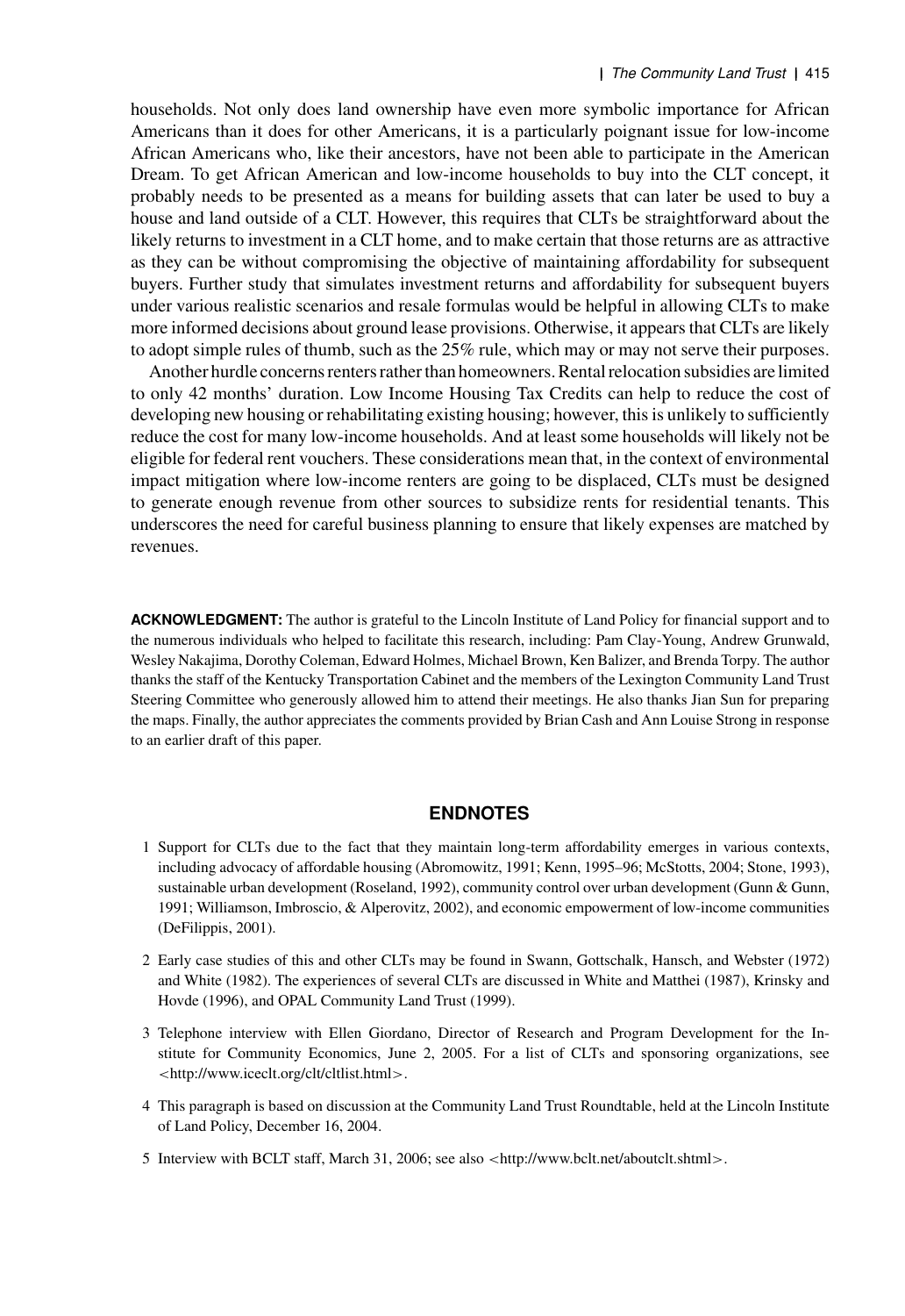households. Not only does land ownership have even more symbolic importance for African Americans than it does for other Americans, it is a particularly poignant issue for low-income African Americans who, like their ancestors, have not been able to participate in the American Dream. To get African American and low-income households to buy into the CLT concept, it probably needs to be presented as a means for building assets that can later be used to buy a house and land outside of a CLT. However, this requires that CLTs be straightforward about the likely returns to investment in a CLT home, and to make certain that those returns are as attractive as they can be without compromising the objective of maintaining affordability for subsequent buyers. Further study that simulates investment returns and affordability for subsequent buyers under various realistic scenarios and resale formulas would be helpful in allowing CLTs to make more informed decisions about ground lease provisions. Otherwise, it appears that CLTs are likely to adopt simple rules of thumb, such as the 25% rule, which may or may not serve their purposes.

Another hurdle concerns renters rather than homeowners. Rental relocation subsidies are limited to only 42 months' duration. Low Income Housing Tax Credits can help to reduce the cost of developing new housing or rehabilitating existing housing; however, this is unlikely to sufficiently reduce the cost for many low-income households. And at least some households will likely not be eligible for federal rent vouchers. These considerations mean that, in the context of environmental impact mitigation where low-income renters are going to be displaced, CLTs must be designed to generate enough revenue from other sources to subsidize rents for residential tenants. This underscores the need for careful business planning to ensure that likely expenses are matched by revenues.

**ACKNOWLEDGMENT:** The author is grateful to the Lincoln Institute of Land Policy for financial support and to the numerous individuals who helped to facilitate this research, including: Pam Clay-Young, Andrew Grunwald, Wesley Nakajima, Dorothy Coleman, Edward Holmes, Michael Brown, Ken Balizer, and Brenda Torpy. The author thanks the staff of the Kentucky Transportation Cabinet and the members of the Lexington Community Land Trust Steering Committee who generously allowed him to attend their meetings. He also thanks Jian Sun for preparing the maps. Finally, the author appreciates the comments provided by Brian Cash and Ann Louise Strong in response to an earlier draft of this paper.

## ENDNOTES

1 Support for CLTs due to the fact that they maintain long-term affordability emerges in various contexts, including advocacy of affordable housing (Abromowitz, 1991; Kenn, 1995–96; McStotts, 2004; Stone, 1993), sustainable urban development (Roseland, 1992), community control over urban development (Gunn & Gunn, 1991; Williamson, Imbroscio, & Alperovitz, 2002), and economic empowerment of low-income communities (DeFilippis, 2001).

2 Early case studies of this and other CLTs may be found in Swann, Gottschalk, Hansch, and Webster (1972) and White (1982). The experiences of several CLTs are discussed in White and Matthei (1987), Krinsky and Hovde (1996), and OPAL Community Land Trust (1999).

3 Telephone interview with Ellen Giordano, Director of Research and Program Development for the Institute for Community Economics, June 2, 2005. For a list of CLTs and sponsoring organizations, see <http://www.iceclt.org/clt/cltlist.html>.

4 This paragraph is based on discussion at the Community Land Trust Roundtable, held at the Lincoln Institute of Land Policy, December 16, 2004.

5 Interview with BCLT staff, March 31, 2006; see also <http://www.bclt.net/aboutclt.shtml>.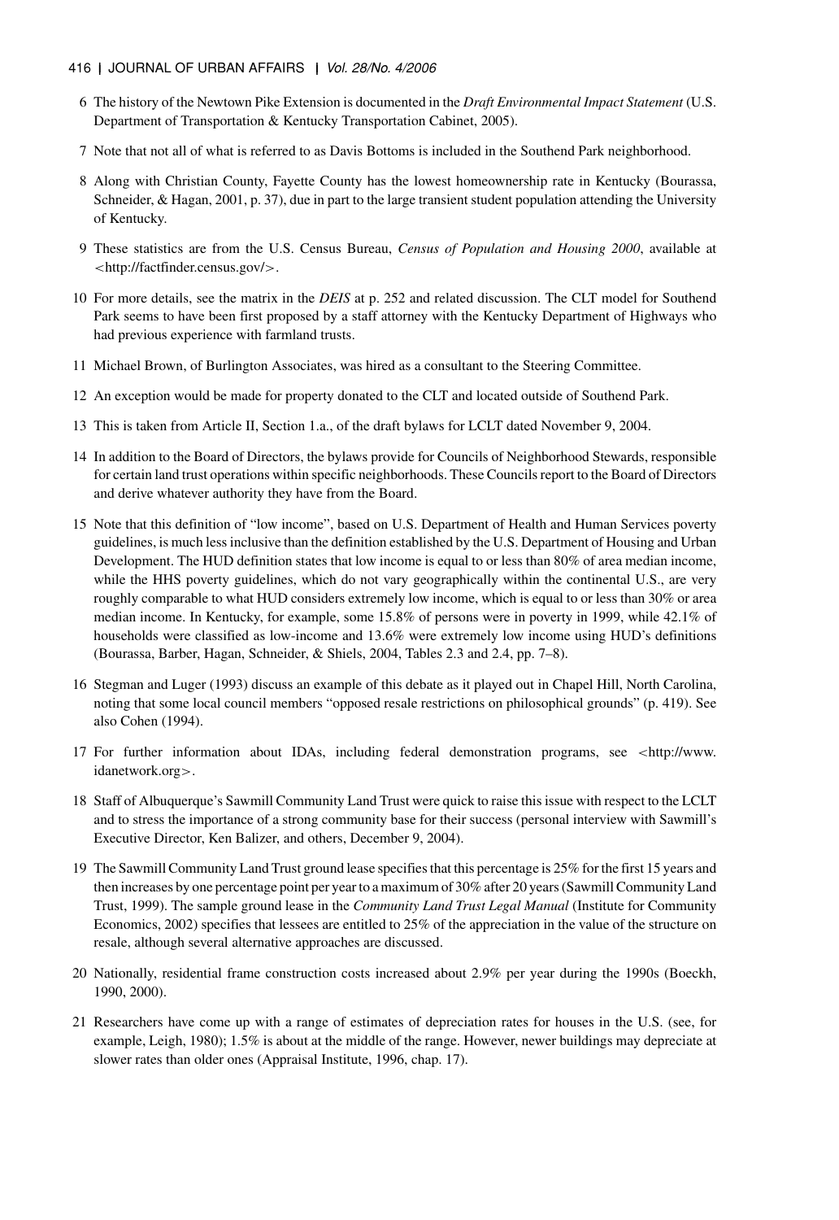6 The history of the Newtown Pike Extension is documented in the *Draft Environmental Impact Statement* (U.S. Department of Transportation & Kentucky Transportation Cabinet, 2005).

7 Note that not all of what is referred to as Davis Bottoms is included in the Southend Park neighborhood.

8 Along with Christian County, Fayette County has the lowest homeownership rate in Kentucky (Bourassa, Schneider, & Hagan, 2001, p. 37), due in part to the large transient student population attending the University of Kentucky.

9 These statistics are from the U.S. Census Bureau, *Census of Population and Housing 2000*, available at <http://factfinder.census.gov/>.

10 For more details, see the matrix in the *DEIS* at p. 252 and related discussion. The CLT model for Southend Park seems to have been first proposed by a staff attorney with the Kentucky Department of Highways who had previous experience with farmland trusts.

11 Michael Brown, of Burlington Associates, was hired as a consultant to the Steering Committee.

12 An exception would be made for property donated to the CLT and located outside of Southend Park.

13 This is taken from Article II, Section 1.a., of the draft bylaws for LCLT dated November 9, 2004.

14 In addition to the Board of Directors, the bylaws provide for Councils of Neighborhood Stewards, responsible for certain land trust operations within specific neighborhoods. These Councils report to the Board of Directors and derive whatever authority they have from the Board.

15 Note that this definition of "low income", based on U.S. Department of Health and Human Services poverty guidelines, is much less inclusive than the definition established by the U.S. Department of Housing and Urban Development. The HUD definition states that low income is equal to or less than 80% of area median income, while the HHS poverty guidelines, which do not vary geographically within the continental U.S., are very roughly comparable to what HUD considers extremely low income, which is equal to or less than 30% or area median income. In Kentucky, for example, some 15.8% of persons were in poverty in 1999, while 42.1% of households were classified as low-income and 13.6% were extremely low income using HUD's definitions (Bourassa, Barber, Hagan, Schneider, & Shiels, 2004, Tables 2.3 and 2.4, pp. 7–8).

16 Stegman and Luger (1993) discuss an example of this debate as it played out in Chapel Hill, North Carolina, noting that some local council members "opposed resale restrictions on philosophical grounds" (p. 419). See also Cohen (1994).

17 For further information about IDAs, including federal demonstration programs, see <http://www.idanetwork.org>.

18 Staff of Albuquerque's Sawmill Community Land Trust were quick to raise this issue with respect to the LCLT and to stress the importance of a strong community base for their success (personal interview with Sawmill's Executive Director, Ken Balizer, and others, December 9, 2004).

19 The Sawmill Community Land Trust ground lease specifies that this percentage is 25% for the first 15 years and then increases by one percentage point per year to a maximum of 30% after 20 years (Sawmill Community Land Trust, 1999). The sample ground lease in the *Community Land Trust Legal Manual* (Institute for Community Economics, 2002) specifies that lessees are entitled to 25% of the appreciation in the value of the structure on resale, although several alternative approaches are discussed.

20 Nationally, residential frame construction costs increased about 2.9% per year during the 1990s (Boeckh, 1990, 2000).

21 Researchers have come up with a range of estimates of depreciation rates for houses in the U.S. (see, for example, Leigh, 1980); 1.5% is about at the middle of the range. However, newer buildings may depreciate at slower rates than older ones (Appraisal Institute, 1996, chap. 17).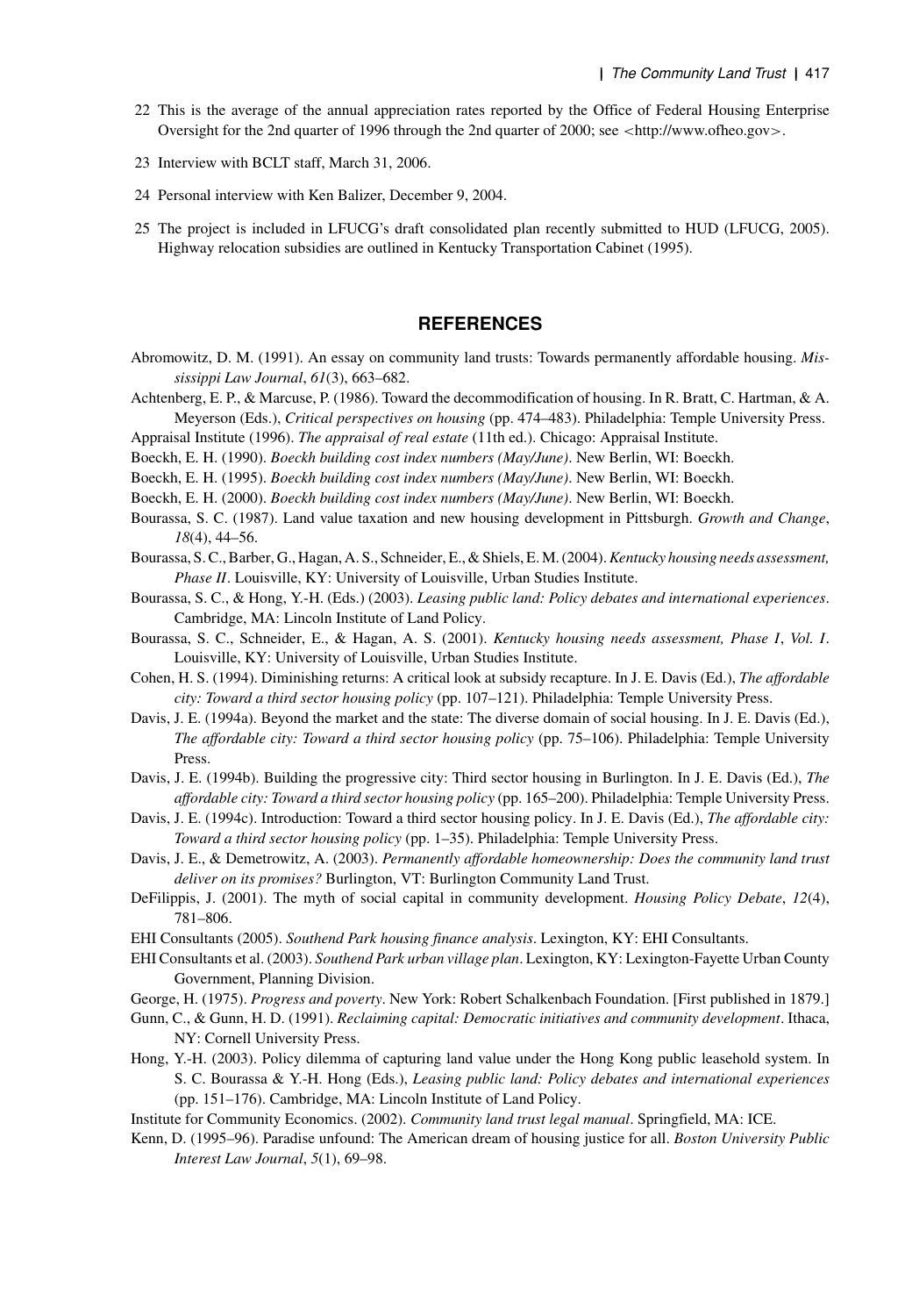22 This is the average of the annual appreciation rates reported by the Office of Federal Housing Enterprise Oversight for the 2nd quarter of 1996 through the 2nd quarter of 2000; see <http://www.ofheo.gov>.

23 Interview with BCLT staff, March 31, 2006.

24 Personal interview with Ken Balizer, December 9, 2004.

25 The project is included in LFUCG's draft consolidated plan recently submitted to HUD (LFUCG, 2005). Highway relocation subsidies are outlined in Kentucky Transportation Cabinet (1995).

## REFERENCES

Abromowitz, D. M. (1991). An essay on community land trusts: Towards permanently affordable housing. *Mississippi Law Journal*, *61*(3), 663–682.

Achtenberg, E. P., & Marcuse, P. (1986). Toward the decommodification of housing. In R. Bratt, C. Hartman, & A. Meyerson (Eds.), *Critical perspectives on housing* (pp. 474–483). Philadelphia: Temple University Press.

Appraisal Institute (1996). *The appraisal of real estate* (11th ed.). Chicago: Appraisal Institute.

Boeckh, E. H. (1990). *Boeckh building cost index numbers (May/June)*. New Berlin, WI: Boeckh.

Boeckh, E. H. (1995). *Boeckh building cost index numbers (May/June)*. New Berlin, WI: Boeckh.

Boeckh, E. H. (2000). *Boeckh building cost index numbers (May/June)*. New Berlin, WI: Boeckh.

Bourassa, S. C. (1987). Land value taxation and new housing development in Pittsburgh. *Growth and Change*, *18*(4), 44–56.

Bourassa, S. C., Barber, G., Hagan, A. S., Schneider, E., & Shiels, E. M. (2004). *Kentucky housing needs assessment, Phase II*. Louisville, KY: University of Louisville, Urban Studies Institute.

Bourassa, S. C., & Hong, Y.-H. (Eds.) (2003). *Leasing public land: Policy debates and international experiences*. Cambridge, MA: Lincoln Institute of Land Policy.

Bourassa, S. C., Schneider, E., & Hagan, A. S. (2001). *Kentucky housing needs assessment, Phase I*, *Vol. I*. Louisville, KY: University of Louisville, Urban Studies Institute.

Cohen, H. S. (1994). Diminishing returns: A critical look at subsidy recapture. In J. E. Davis (Ed.), *The affordable city: Toward a third sector housing policy* (pp. 107–121). Philadelphia: Temple University Press.

Davis, J. E. (1994a). Beyond the market and the state: The diverse domain of social housing. In J. E. Davis (Ed.), *The affordable city: Toward a third sector housing policy* (pp. 75–106). Philadelphia: Temple University Press.

Davis, J. E. (1994b). Building the progressive city: Third sector housing in Burlington. In J. E. Davis (Ed.), *The affordable city: Toward a third sector housing policy* (pp. 165–200). Philadelphia: Temple University Press.

Davis, J. E. (1994c). Introduction: Toward a third sector housing policy. In J. E. Davis (Ed.), *The affordable city: Toward a third sector housing policy* (pp. 1–35). Philadelphia: Temple University Press.

Davis, J. E., & Demetrowitz, A. (2003). *Permanently affordable homeownership: Does the community land trust deliver on its promises?* Burlington, VT: Burlington Community Land Trust.

DeFilippis, J. (2001). The myth of social capital in community development. *Housing Policy Debate*, *12*(4), 781–806.

EHI Consultants (2005). *Southend Park housing finance analysis*. Lexington, KY: EHI Consultants.

EHI Consultants et al. (2003). *Southend Park urban village plan*. Lexington, KY: Lexington-Fayette Urban County Government, Planning Division.

George, H. (1975). *Progress and poverty*. New York: Robert Schalkenbach Foundation. [First published in 1879.]

Gunn, C., & Gunn, H. D. (1991). *Reclaiming capital: Democratic initiatives and community development*. Ithaca, NY: Cornell University Press.

Hong, Y.-H. (2003). Policy dilemma of capturing land value under the Hong Kong public leasehold system. In S. C. Bourassa & Y.-H. Hong (Eds.), *Leasing public land: Policy debates and international experiences* (pp. 151–176). Cambridge, MA: Lincoln Institute of Land Policy.

Institute for Community Economics. (2002). *Community land trust legal manual*. Springfield, MA: ICE.

Kenn, D. (1995–96). Paradise unfound: The American dream of housing justice for all. *Boston University Public Interest Law Journal*, *5*(1), 69–98.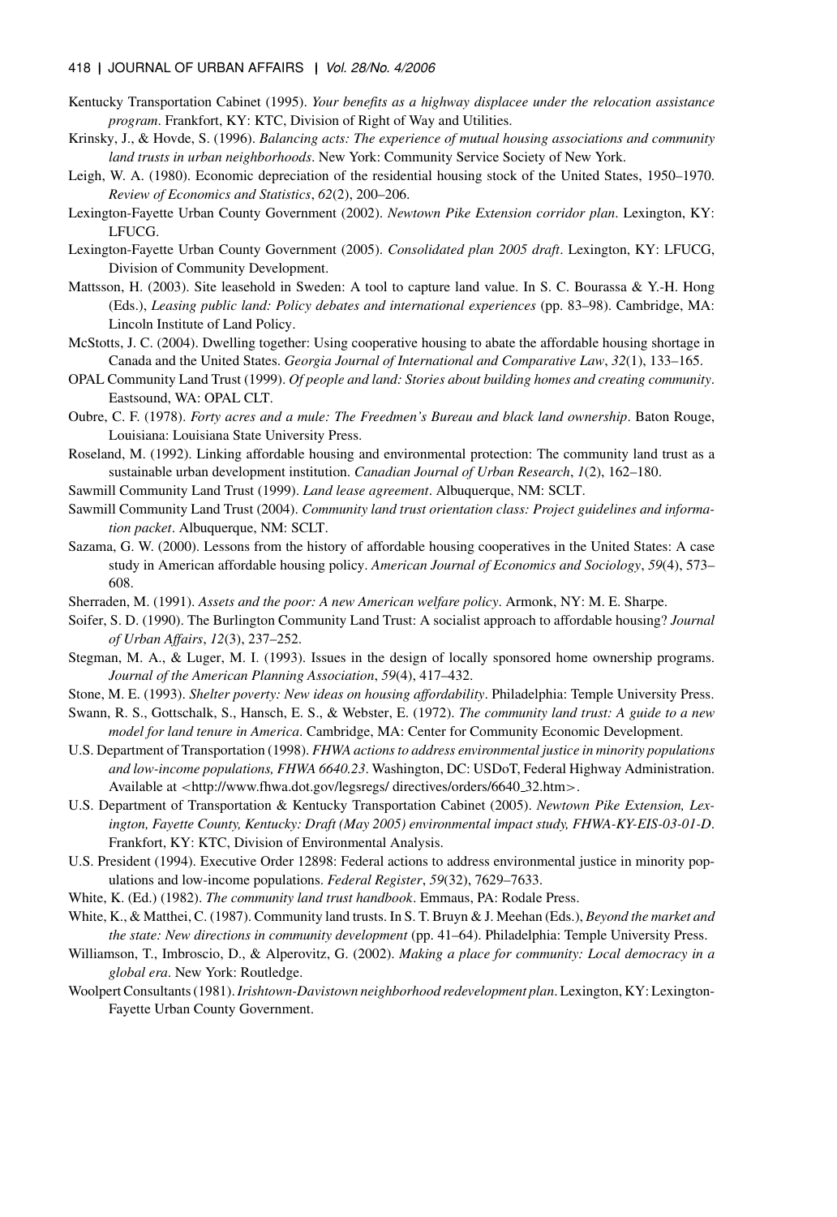Kentucky Transportation Cabinet (1995). *Your benefits as a highway displacee under the relocation assistance program*. Frankfort, KY: KTC, Division of Right of Way and Utilities.

Krinsky, J., & Hovde, S. (1996). *Balancing acts: The experience of mutual housing associations and community land trusts in urban neighborhoods*. New York: Community Service Society of New York.

Leigh, W. A. (1980). Economic depreciation of the residential housing stock of the United States, 1950–1970. *Review of Economics and Statistics*, *62*(2), 200–206.

Lexington-Fayette Urban County Government (2002). *Newtown Pike Extension corridor plan*. Lexington, KY: LFUCG.

Lexington-Fayette Urban County Government (2005). *Consolidated plan 2005 draft*. Lexington, KY: LFUCG, Division of Community Development.

Mattsson, H. (2003). Site leasehold in Sweden: A tool to capture land value. In S. C. Bourassa & Y.-H. Hong (Eds.), *Leasing public land: Policy debates and international experiences* (pp. 83–98). Cambridge, MA: Lincoln Institute of Land Policy.

McStotts, J. C. (2004). Dwelling together: Using cooperative housing to abate the affordable housing shortage in Canada and the United States. *Georgia Journal of International and Comparative Law*, *32*(1), 133–165.

OPAL Community Land Trust (1999). *Of people and land: Stories about building homes and creating community*. Eastsound, WA: OPAL CLT.

Oubre, C. F. (1978). *Forty acres and a mule: The Freedmen's Bureau and black land ownership*. Baton Rouge, Louisiana: Louisiana State University Press.

Roseland, M. (1992). Linking affordable housing and environmental protection: The community land trust as a sustainable urban development institution. *Canadian Journal of Urban Research*, *1*(2), 162–180.

Sawmill Community Land Trust (1999). *Land lease agreement*. Albuquerque, NM: SCLT.

Sawmill Community Land Trust (2004). *Community land trust orientation class: Project guidelines and information packet*. Albuquerque, NM: SCLT.

Sazama, G. W. (2000). Lessons from the history of affordable housing cooperatives in the United States: A case study in American affordable housing policy. *American Journal of Economics and Sociology*, *59*(4), 573–608.

Sherraden, M. (1991). *Assets and the poor: A new American welfare policy*. Armonk, NY: M. E. Sharpe.

Soifer, S. D. (1990). The Burlington Community Land Trust: A socialist approach to affordable housing? *Journal of Urban Affairs*, *12*(3), 237–252.

Stegman, M. A., & Luger, M. I. (1993). Issues in the design of locally sponsored home ownership programs. *Journal of the American Planning Association*, *59*(4), 417–432.

Stone, M. E. (1993). *Shelter poverty: New ideas on housing affordability*. Philadelphia: Temple University Press.

Swann, R. S., Gottschalk, S., Hansch, E. S., & Webster, E. (1972). *The community land trust: A guide to a new model for land tenure in America*. Cambridge, MA: Center for Community Economic Development.

U.S. Department of Transportation (1998). *FHWA actions to address environmental justice in minority populations and low-income populations, FHWA 6640.23*. Washington, DC: USDoT, Federal Highway Administration. Available at <http://www.fhwa.dot.gov/legsregs/ directives/orders/6640_32.htm>.

U.S. Department of Transportation & Kentucky Transportation Cabinet (2005). *Newtown Pike Extension, Lexington, Fayette County, Kentucky: Draft (May 2005) environmental impact study, FHWA-KY-EIS-03-01-D*. Frankfort, KY: KTC, Division of Environmental Analysis.

U.S. President (1994). Executive Order 12898: Federal actions to address environmental justice in minority populations and low-income populations. *Federal Register*, *59*(32), 7629–7633.

White, K. (Ed.) (1982). *The community land trust handbook*. Emmaus, PA: Rodale Press.

White, K., & Matthei, C. (1987). Community land trusts. In S. T. Bruyn & J. Meehan (Eds.), *Beyond the market and the state: New directions in community development* (pp. 41–64). Philadelphia: Temple University Press.

Williamson, T., Imbroscio, D., & Alperovitz, G. (2002). *Making a place for community: Local democracy in a global era*. New York: Routledge.

Woolpert Consultants (1981). *Irishtown-Davistown neighborhood redevelopment plan*. Lexington, KY: Lexington-Fayette Urban County Government.